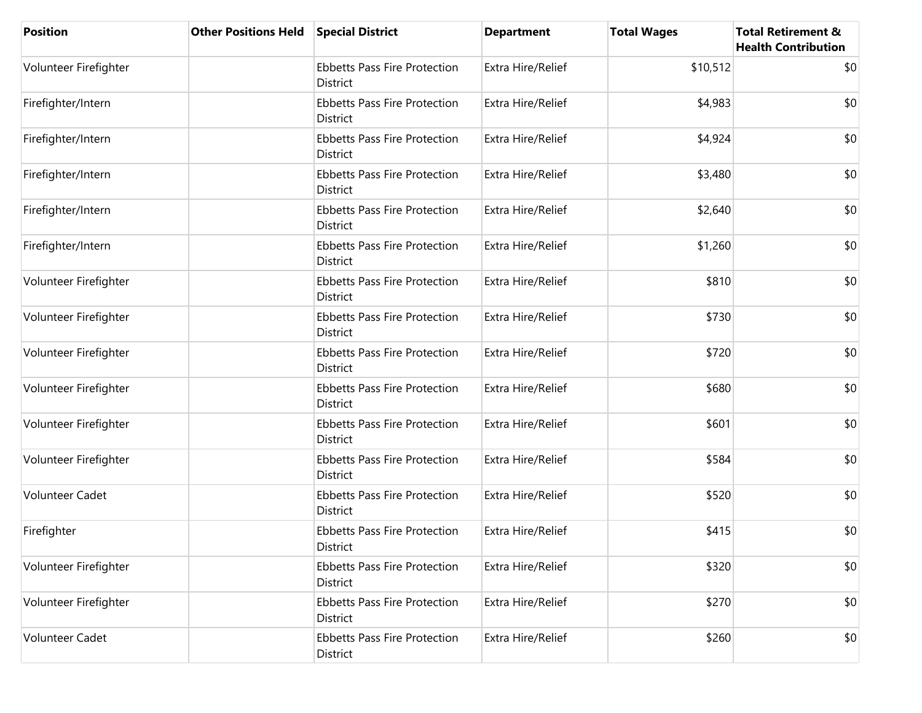| Position | Other Positions Held | Special District | Department | Total Wages | Total Retirement & Health Contribution |
| --- | --- | --- | --- | --- | --- |
| Volunteer Firefighter | | Ebbetts Pass Fire Protection District | Extra Hire/Relief | $10,512 | $0 |
| Firefighter/Intern | | Ebbetts Pass Fire Protection District | Extra Hire/Relief | $4,983 | $0 |
| Firefighter/Intern | | Ebbetts Pass Fire Protection District | Extra Hire/Relief | $4,924 | $0 |
| Firefighter/Intern | | Ebbetts Pass Fire Protection District | Extra Hire/Relief | $3,480 | $0 |
| Firefighter/Intern | | Ebbetts Pass Fire Protection District | Extra Hire/Relief | $2,640 | $0 |
| Firefighter/Intern | | Ebbetts Pass Fire Protection District | Extra Hire/Relief | $1,260 | $0 |
| Volunteer Firefighter | | Ebbetts Pass Fire Protection District | Extra Hire/Relief | $810 | $0 |
| Volunteer Firefighter | | Ebbetts Pass Fire Protection District | Extra Hire/Relief | $730 | $0 |
| Volunteer Firefighter | | Ebbetts Pass Fire Protection District | Extra Hire/Relief | $720 | $0 |
| Volunteer Firefighter | | Ebbetts Pass Fire Protection District | Extra Hire/Relief | $680 | $0 |
| Volunteer Firefighter | | Ebbetts Pass Fire Protection District | Extra Hire/Relief | $601 | $0 |
| Volunteer Firefighter | | Ebbetts Pass Fire Protection District | Extra Hire/Relief | $584 | $0 |
| Volunteer Cadet | | Ebbetts Pass Fire Protection District | Extra Hire/Relief | $520 | $0 |
| Firefighter | | Ebbetts Pass Fire Protection District | Extra Hire/Relief | $415 | $0 |
| Volunteer Firefighter | | Ebbetts Pass Fire Protection District | Extra Hire/Relief | $320 | $0 |
| Volunteer Firefighter | | Ebbetts Pass Fire Protection District | Extra Hire/Relief | $270 | $0 |
| Volunteer Cadet | | Ebbetts Pass Fire Protection District | Extra Hire/Relief | $260 | $0 |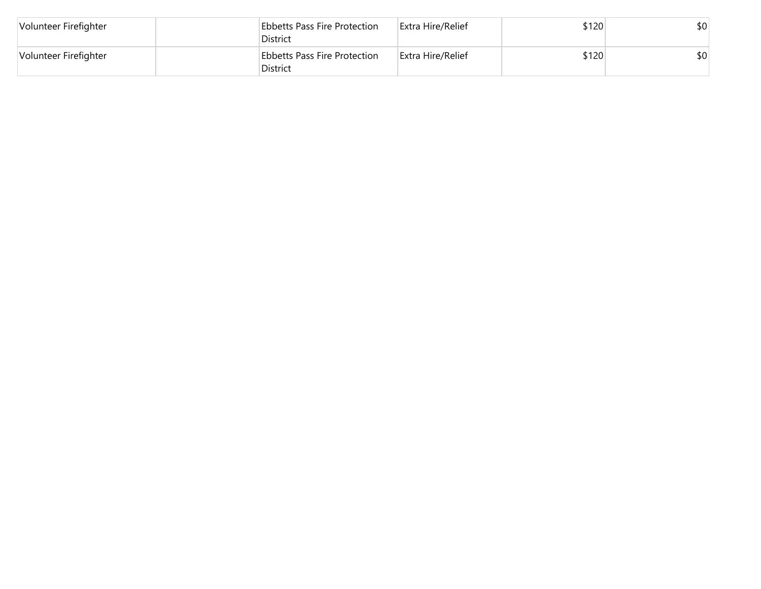| | | | | | |
|---|---|---|---|---|---|
| Volunteer Firefighter | | Ebbetts Pass Fire Protection District | Extra Hire/Relief | $120 | $0 |
| Volunteer Firefighter | | Ebbetts Pass Fire Protection District | Extra Hire/Relief | $120 | $0 |